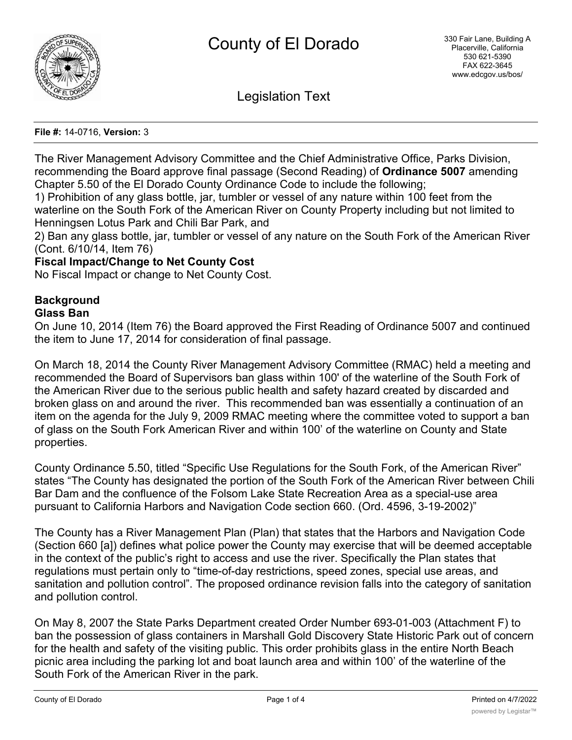# County of El Dorado

330 Fair Lane, Building A
Placerville, California
530 621-5390
FAX 622-3645
www.edcgov.us/bos/

## Legislation Text

**File #:** 14-0716, **Version:** 3

The River Management Advisory Committee and the Chief Administrative Office, Parks Division, recommending the Board approve final passage (Second Reading) of **Ordinance 5007** amending Chapter 5.50 of the El Dorado County Ordinance Code to include the following;

1) Prohibition of any glass bottle, jar, tumbler or vessel of any nature within 100 feet from the waterline on the South Fork of the American River on County Property including but not limited to Henningsen Lotus Park and Chili Bar Park, and

2) Ban any glass bottle, jar, tumbler or vessel of any nature on the South Fork of the American River (Cont. 6/10/14, Item 76)

**Fiscal Impact/Change to Net County Cost**

No Fiscal Impact or change to Net County Cost.

**Background**

**Glass Ban**

On June 10, 2014 (Item 76) the Board approved the First Reading of Ordinance 5007 and continued the item to June 17, 2014 for consideration of final passage.

On March 18, 2014 the County River Management Advisory Committee (RMAC) held a meeting and recommended the Board of Supervisors ban glass within 100' of the waterline of the South Fork of the American River due to the serious public health and safety hazard created by discarded and broken glass on and around the river. This recommended ban was essentially a continuation of an item on the agenda for the July 9, 2009 RMAC meeting where the committee voted to support a ban of glass on the South Fork American River and within 100' of the waterline on County and State properties.

County Ordinance 5.50, titled "Specific Use Regulations for the South Fork, of the American River" states "The County has designated the portion of the South Fork of the American River between Chili Bar Dam and the confluence of the Folsom Lake State Recreation Area as a special-use area pursuant to California Harbors and Navigation Code section 660. (Ord. 4596, 3-19-2002)"

The County has a River Management Plan (Plan) that states that the Harbors and Navigation Code (Section 660 [a]) defines what police power the County may exercise that will be deemed acceptable in the context of the public's right to access and use the river. Specifically the Plan states that regulations must pertain only to "time-of-day restrictions, speed zones, special use areas, and sanitation and pollution control". The proposed ordinance revision falls into the category of sanitation and pollution control.

On May 8, 2007 the State Parks Department created Order Number 693-01-003 (Attachment F) to ban the possession of glass containers in Marshall Gold Discovery State Historic Park out of concern for the health and safety of the visiting public. This order prohibits glass in the entire North Beach picnic area including the parking lot and boat launch area and within 100' of the waterline of the South Fork of the American River in the park.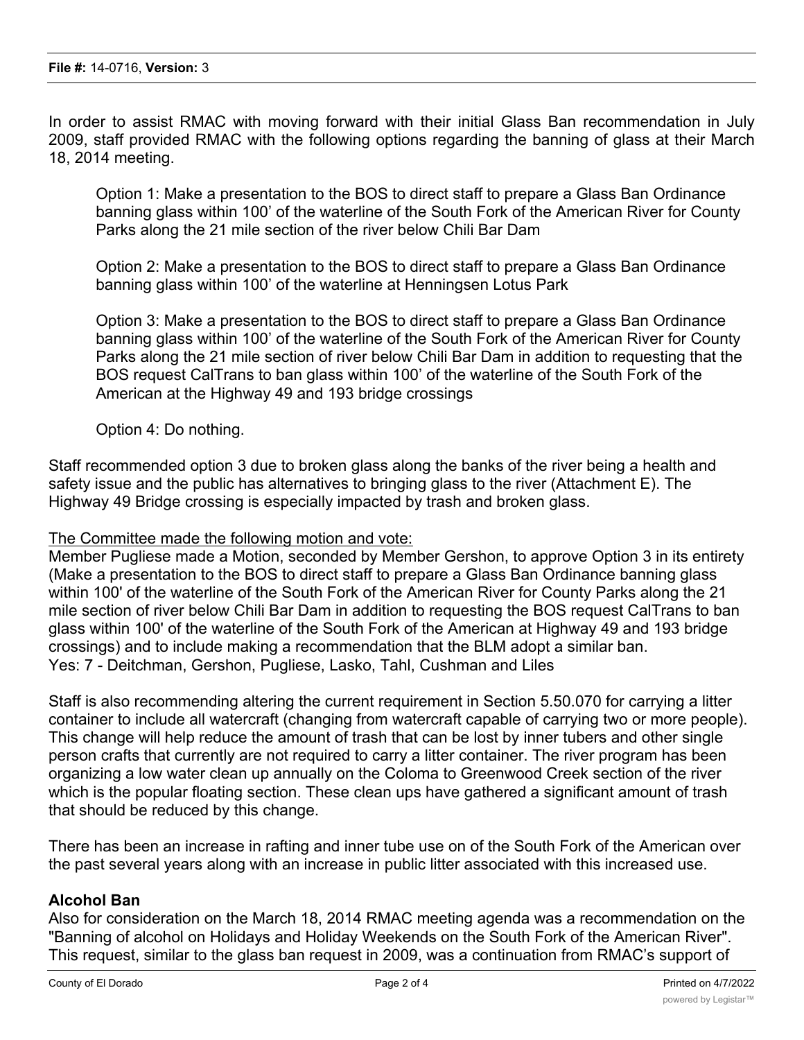In order to assist RMAC with moving forward with their initial Glass Ban recommendation in July 2009, staff provided RMAC with the following options regarding the banning of glass at their March 18, 2014 meeting.

> Option 1: Make a presentation to the BOS to direct staff to prepare a Glass Ban Ordinance banning glass within 100' of the waterline of the South Fork of the American River for County Parks along the 21 mile section of the river below Chili Bar Dam
>
> Option 2: Make a presentation to the BOS to direct staff to prepare a Glass Ban Ordinance banning glass within 100' of the waterline at Henningsen Lotus Park
>
> Option 3: Make a presentation to the BOS to direct staff to prepare a Glass Ban Ordinance banning glass within 100' of the waterline of the South Fork of the American River for County Parks along the 21 mile section of river below Chili Bar Dam in addition to requesting that the BOS request CalTrans to ban glass within 100' of the waterline of the South Fork of the American at the Highway 49 and 193 bridge crossings
>
> Option 4: Do nothing.

Staff recommended option 3 due to broken glass along the banks of the river being a health and safety issue and the public has alternatives to bringing glass to the river (Attachment E). The Highway 49 Bridge crossing is especially impacted by trash and broken glass.

<u>The Committee made the following motion and vote:</u>
Member Pugliese made a Motion, seconded by Member Gershon, to approve Option 3 in its entirety (Make a presentation to the BOS to direct staff to prepare a Glass Ban Ordinance banning glass within 100' of the waterline of the South Fork of the American River for County Parks along the 21 mile section of river below Chili Bar Dam in addition to requesting the BOS request CalTrans to ban glass within 100' of the waterline of the South Fork of the American at Highway 49 and 193 bridge crossings) and to include making a recommendation that the BLM adopt a similar ban.
Yes: 7 - Deitchman, Gershon, Pugliese, Lasko, Tahl, Cushman and Liles

Staff is also recommending altering the current requirement in Section 5.50.070 for carrying a litter container to include all watercraft (changing from watercraft capable of carrying two or more people). This change will help reduce the amount of trash that can be lost by inner tubers and other single person crafts that currently are not required to carry a litter container. The river program has been organizing a low water clean up annually on the Coloma to Greenwood Creek section of the river which is the popular floating section. These clean ups have gathered a significant amount of trash that should be reduced by this change.

There has been an increase in rafting and inner tube use on of the South Fork of the American over the past several years along with an increase in public litter associated with this increased use.

**Alcohol Ban**
Also for consideration on the March 18, 2014 RMAC meeting agenda was a recommendation on the "Banning of alcohol on Holidays and Holiday Weekends on the South Fork of the American River". This request, similar to the glass ban request in 2009, was a continuation from RMAC's support of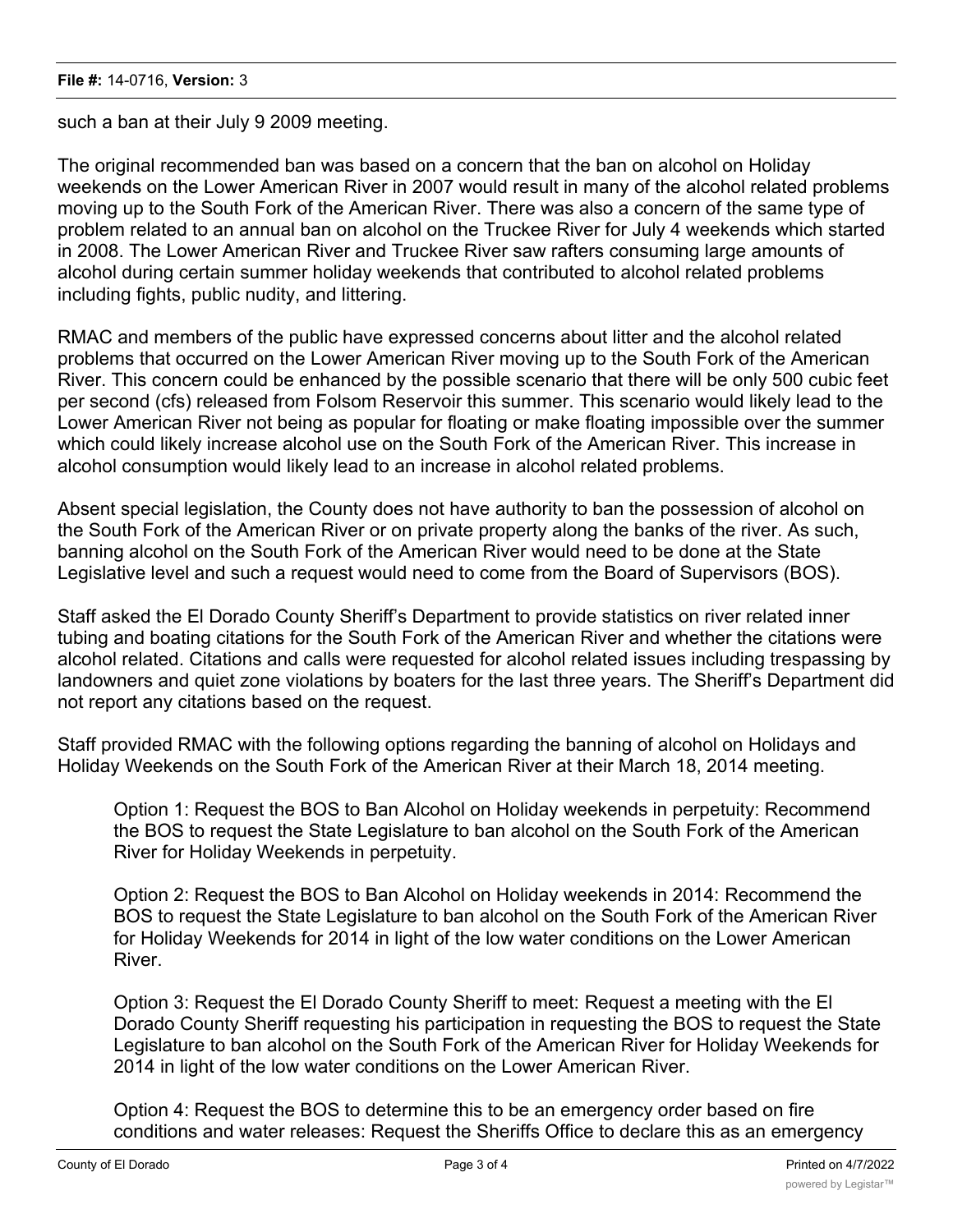such a ban at their July 9 2009 meeting.

The original recommended ban was based on a concern that the ban on alcohol on Holiday weekends on the Lower American River in 2007 would result in many of the alcohol related problems moving up to the South Fork of the American River. There was also a concern of the same type of problem related to an annual ban on alcohol on the Truckee River for July 4 weekends which started in 2008. The Lower American River and Truckee River saw rafters consuming large amounts of alcohol during certain summer holiday weekends that contributed to alcohol related problems including fights, public nudity, and littering.

RMAC and members of the public have expressed concerns about litter and the alcohol related problems that occurred on the Lower American River moving up to the South Fork of the American River. This concern could be enhanced by the possible scenario that there will be only 500 cubic feet per second (cfs) released from Folsom Reservoir this summer. This scenario would likely lead to the Lower American River not being as popular for floating or make floating impossible over the summer which could likely increase alcohol use on the South Fork of the American River. This increase in alcohol consumption would likely lead to an increase in alcohol related problems.

Absent special legislation, the County does not have authority to ban the possession of alcohol on the South Fork of the American River or on private property along the banks of the river. As such, banning alcohol on the South Fork of the American River would need to be done at the State Legislative level and such a request would need to come from the Board of Supervisors (BOS).

Staff asked the El Dorado County Sheriff's Department to provide statistics on river related inner tubing and boating citations for the South Fork of the American River and whether the citations were alcohol related. Citations and calls were requested for alcohol related issues including trespassing by landowners and quiet zone violations by boaters for the last three years. The Sheriff's Department did not report any citations based on the request.

Staff provided RMAC with the following options regarding the banning of alcohol on Holidays and Holiday Weekends on the South Fork of the American River at their March 18, 2014 meeting.

Option 1: Request the BOS to Ban Alcohol on Holiday weekends in perpetuity: Recommend the BOS to request the State Legislature to ban alcohol on the South Fork of the American River for Holiday Weekends in perpetuity.

Option 2: Request the BOS to Ban Alcohol on Holiday weekends in 2014: Recommend the BOS to request the State Legislature to ban alcohol on the South Fork of the American River for Holiday Weekends for 2014 in light of the low water conditions on the Lower American River.

Option 3: Request the El Dorado County Sheriff to meet: Request a meeting with the El Dorado County Sheriff requesting his participation in requesting the BOS to request the State Legislature to ban alcohol on the South Fork of the American River for Holiday Weekends for 2014 in light of the low water conditions on the Lower American River.

Option 4: Request the BOS to determine this to be an emergency order based on fire conditions and water releases: Request the Sheriffs Office to declare this as an emergency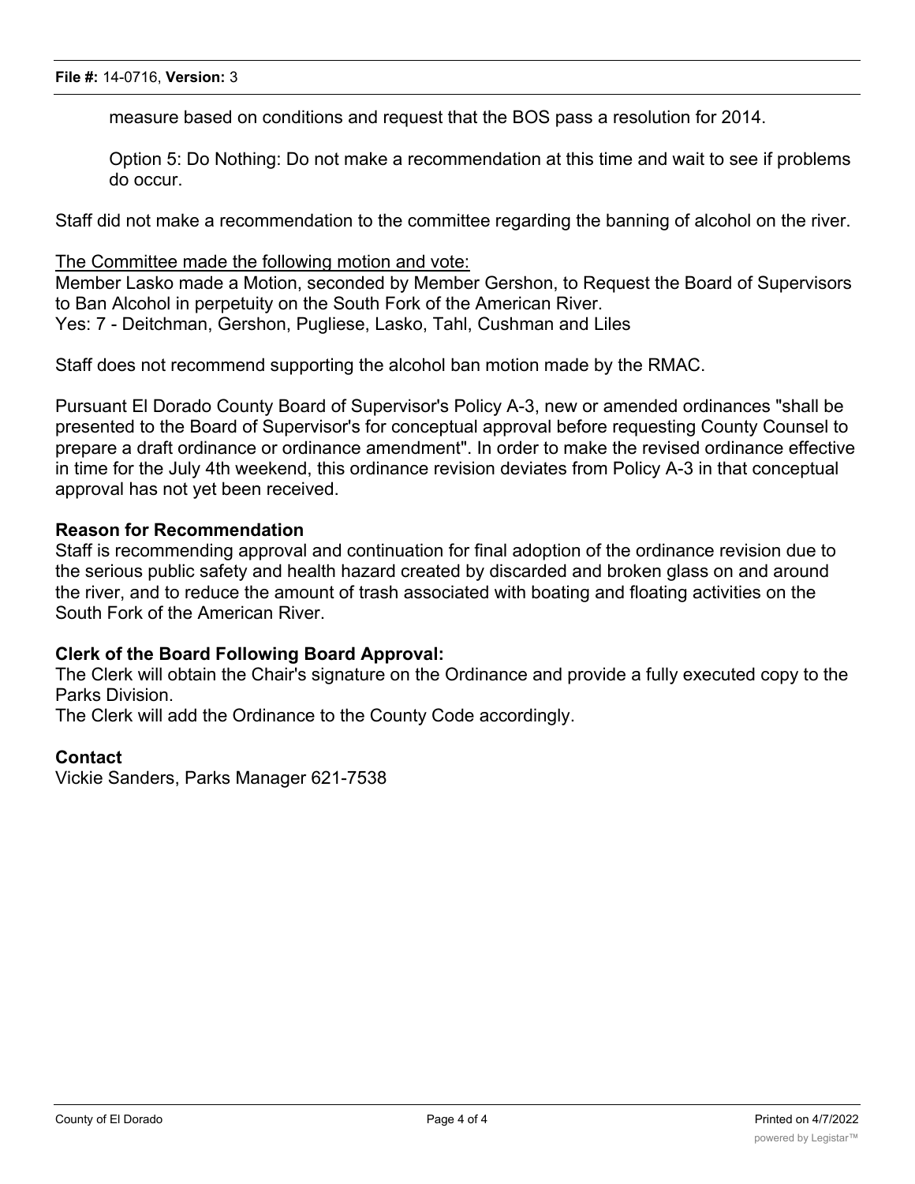measure based on conditions and request that the BOS pass a resolution for 2014.

Option 5: Do Nothing: Do not make a recommendation at this time and wait to see if problems do occur.

Staff did not make a recommendation to the committee regarding the banning of alcohol on the river.

<u>The Committee made the following motion and vote:</u>
Member Lasko made a Motion, seconded by Member Gershon, to Request the Board of Supervisors to Ban Alcohol in perpetuity on the South Fork of the American River.
Yes: 7 - Deitchman, Gershon, Pugliese, Lasko, Tahl, Cushman and Liles

Staff does not recommend supporting the alcohol ban motion made by the RMAC.

Pursuant El Dorado County Board of Supervisor's Policy A-3, new or amended ordinances "shall be presented to the Board of Supervisor's for conceptual approval before requesting County Counsel to prepare a draft ordinance or ordinance amendment". In order to make the revised ordinance effective in time for the July 4th weekend, this ordinance revision deviates from Policy A-3 in that conceptual approval has not yet been received.

**Reason for Recommendation**
Staff is recommending approval and continuation for final adoption of the ordinance revision due to the serious public safety and health hazard created by discarded and broken glass on and around the river, and to reduce the amount of trash associated with boating and floating activities on the South Fork of the American River.

**Clerk of the Board Following Board Approval:**
The Clerk will obtain the Chair's signature on the Ordinance and provide a fully executed copy to the Parks Division.
The Clerk will add the Ordinance to the County Code accordingly.

**Contact**
Vickie Sanders, Parks Manager 621-7538